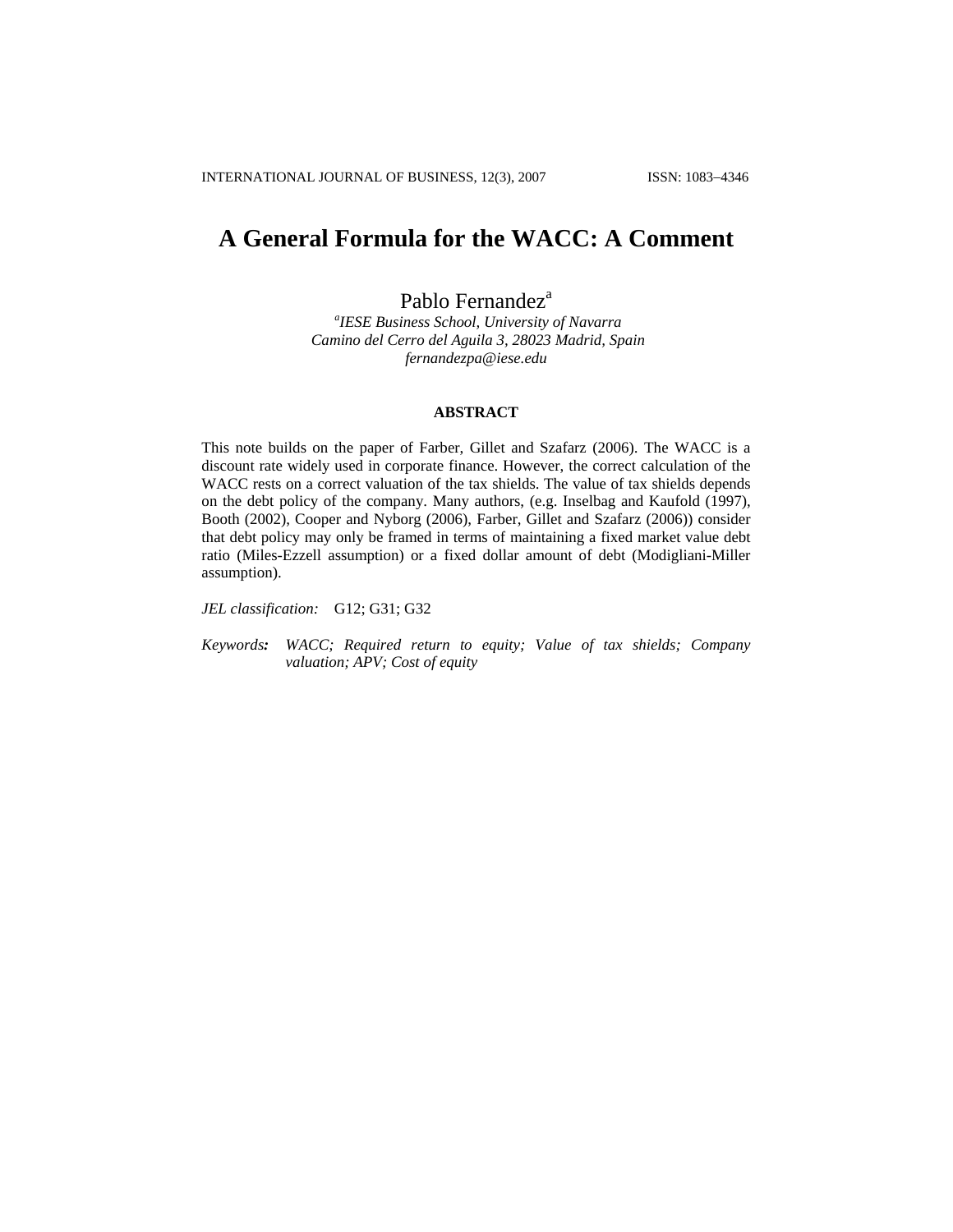# A General Formula for the WACC: A Comment

Pablo Fernandez[a]

*[a]IESE Business School, University of Navarra*
*Camino del Cerro del Aguila 3, 28023 Madrid, Spain*
*fernandezpa@iese.edu*

## ABSTRACT

This note builds on the paper of Farber, Gillet and Szafarz (2006). The WACC is a discount rate widely used in corporate finance. However, the correct calculation of the WACC rests on a correct valuation of the tax shields. The value of tax shields depends on the debt policy of the company. Many authors, (e.g. Inselbag and Kaufold (1997), Booth (2002), Cooper and Nyborg (2006), Farber, Gillet and Szafarz (2006)) consider that debt policy may only be framed in terms of maintaining a fixed market value debt ratio (Miles-Ezzell assumption) or a fixed dollar amount of debt (Modigliani-Miller assumption).

*JEL classification:* G12; G31; G32

*Keywords:* *WACC; Required return to equity; Value of tax shields; Company valuation; APV; Cost of equity*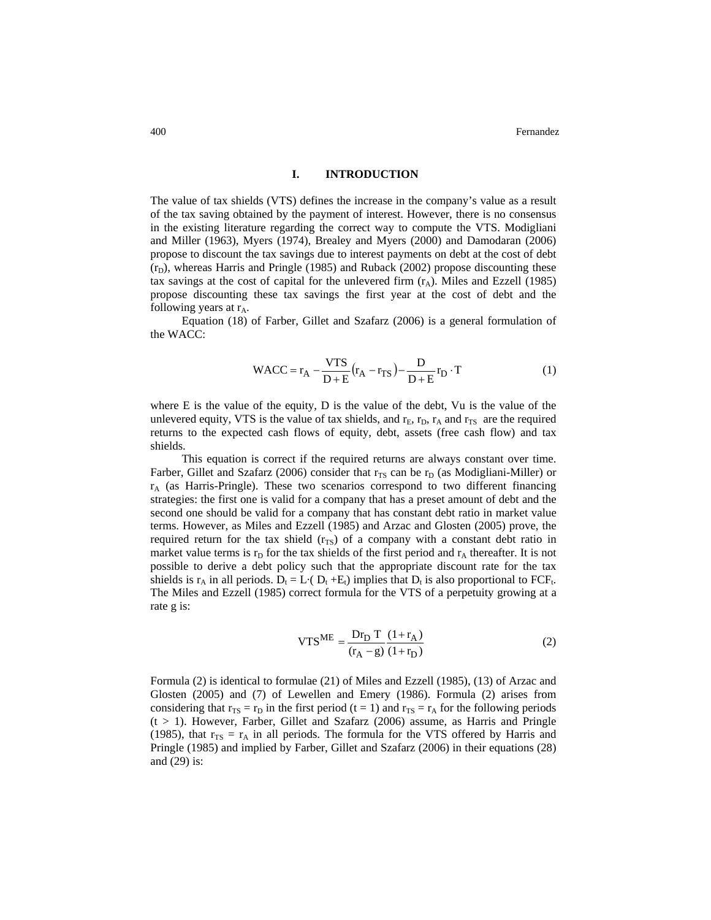## I. INTRODUCTION

The value of tax shields (VTS) defines the increase in the company's value as a result of the tax saving obtained by the payment of interest. However, there is no consensus in the existing literature regarding the correct way to compute the VTS. Modigliani and Miller (1963), Myers (1974), Brealey and Myers (2000) and Damodaran (2006) propose to discount the tax savings due to interest payments on debt at the cost of debt ($r_D$), whereas Harris and Pringle (1985) and Ruback (2002) propose discounting these tax savings at the cost of capital for the unlevered firm ($r_A$). Miles and Ezzell (1985) propose discounting these tax savings the first year at the cost of debt and the following years at $r_A$.

Equation (18) of Farber, Gillet and Szafarz (2006) is a general formulation of the WACC:

$$\text{WACC} = r_A - \frac{\text{VTS}}{D+E}\left(r_A - r_{TS}\right) - \frac{D}{D+E} r_D \cdot T \tag{1}$$

where E is the value of the equity, D is the value of the debt, Vu is the value of the unlevered equity, VTS is the value of tax shields, and $r_E$, $r_D$, $r_A$ and $r_{TS}$ are the required returns to the expected cash flows of equity, debt, assets (free cash flow) and tax shields.

This equation is correct if the required returns are always constant over time. Farber, Gillet and Szafarz (2006) consider that $r_{TS}$ can be $r_D$ (as Modigliani-Miller) or $r_A$ (as Harris-Pringle). These two scenarios correspond to two different financing strategies: the first one is valid for a company that has a preset amount of debt and the second one should be valid for a company that has constant debt ratio in market value terms. However, as Miles and Ezzell (1985) and Arzac and Glosten (2005) prove, the required return for the tax shield ($r_{TS}$) of a company with a constant debt ratio in market value terms is $r_D$ for the tax shields of the first period and $r_A$ thereafter. It is not possible to derive a debt policy such that the appropriate discount rate for the tax shields is $r_A$ in all periods. $D_t = L \cdot (D_t + E_t)$ implies that $D_t$ is also proportional to $FCF_t$. The Miles and Ezzell (1985) correct formula for the VTS of a perpetuity growing at a rate g is:

$$\text{VTS}^{ME} = \frac{D r_D\, T}{(r_A - g)} \frac{(1+r_A)}{(1+r_D)} \tag{2}$$

Formula (2) is identical to formulae (21) of Miles and Ezzell (1985), (13) of Arzac and Glosten (2005) and (7) of Lewellen and Emery (1986). Formula (2) arises from considering that $r_{TS} = r_D$ in the first period ($t = 1$) and $r_{TS} = r_A$ for the following periods ($t > 1$). However, Farber, Gillet and Szafarz (2006) assume, as Harris and Pringle (1985), that $r_{TS} = r_A$ in all periods. The formula for the VTS offered by Harris and Pringle (1985) and implied by Farber, Gillet and Szafarz (2006) in their equations (28) and (29) is: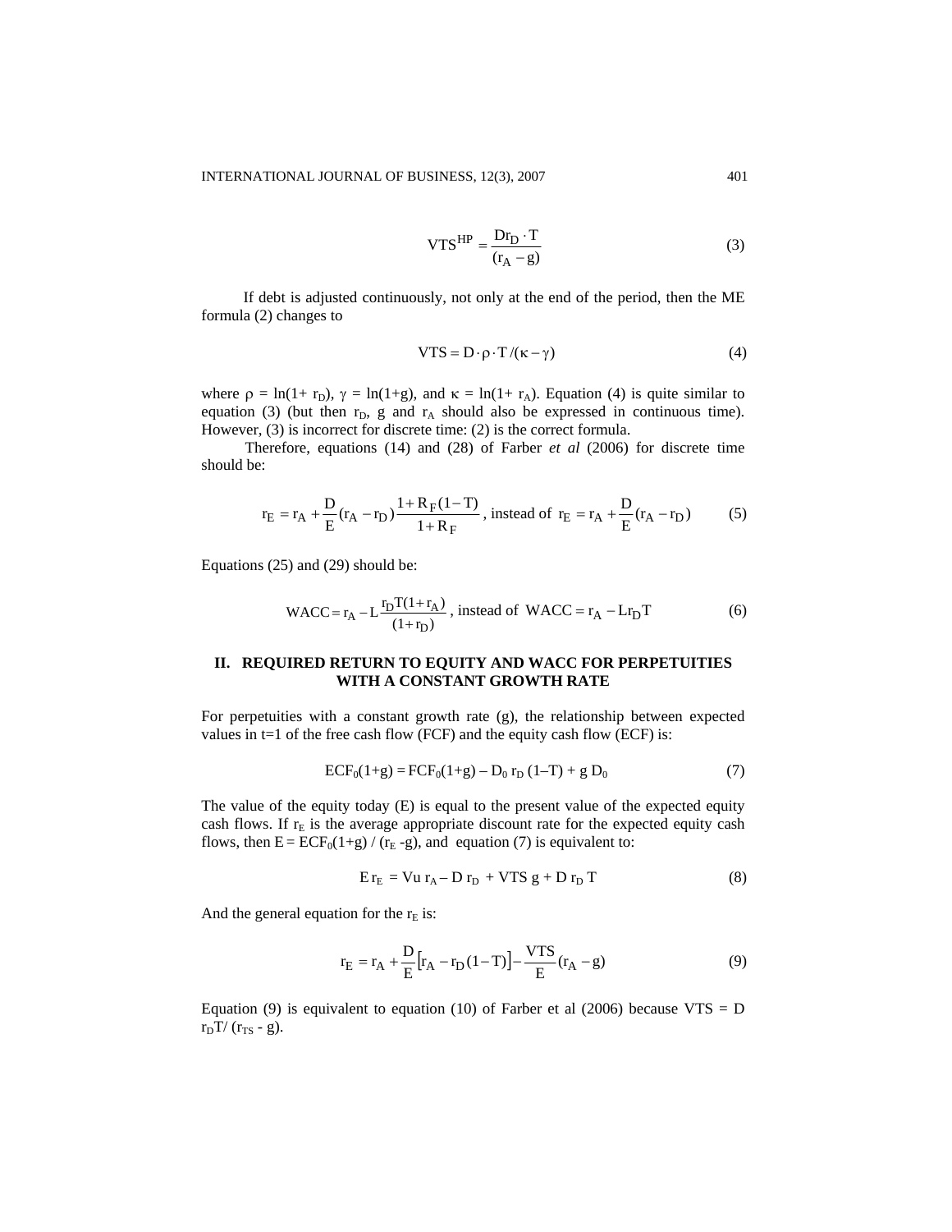$$VTS^{HP} = \frac{Dr_D \cdot T}{(r_A - g)} \tag{3}$$

If debt is adjusted continuously, not only at the end of the period, then the ME formula (2) changes to

$$VTS = D \cdot \rho \cdot T / (\kappa - \gamma) \tag{4}$$

where $\rho = \ln(1+ r_D)$, $\gamma = \ln(1+g)$, and $\kappa = \ln(1+ r_A)$. Equation (4) is quite similar to equation (3) (but then $r_D$, g and $r_A$ should also be expressed in continuous time). However, (3) is incorrect for discrete time: (2) is the correct formula.

Therefore, equations (14) and (28) of Farber *et al* (2006) for discrete time should be:

$$r_E = r_A + \frac{D}{E}(r_A - r_D)\frac{1+R_F(1-T)}{1+R_F}\text{, instead of } r_E = r_A + \frac{D}{E}(r_A - r_D) \tag{5}$$

Equations (25) and (29) should be:

$$WACC = r_A - L\frac{r_D T(1+r_A)}{(1+r_D)}\text{, instead of } WACC = r_A - L r_D T \tag{6}$$

## II. REQUIRED RETURN TO EQUITY AND WACC FOR PERPETUITIES WITH A CONSTANT GROWTH RATE

For perpetuities with a constant growth rate (g), the relationship between expected values in t=1 of the free cash flow (FCF) and the equity cash flow (ECF) is:

$$ECF_0(1+g) = FCF_0(1+g) - D_0\, r_D\, (1-T) + g\, D_0 \tag{7}$$

The value of the equity today (E) is equal to the present value of the expected equity cash flows. If $r_E$ is the average appropriate discount rate for the expected equity cash flows, then $E = ECF_0(1+g) / (r_E - g)$, and equation (7) is equivalent to:

$$E\, r_E = Vu\, r_A - D\, r_D + VTS\, g + D\, r_D\, T \tag{8}$$

And the general equation for the $r_E$ is:

$$r_E = r_A + \frac{D}{E}\left[r_A - r_D(1-T)\right] - \frac{VTS}{E}(r_A - g) \tag{9}$$

Equation (9) is equivalent to equation (10) of Farber et al (2006) because $VTS = D\, r_D T / (r_{TS} - g)$.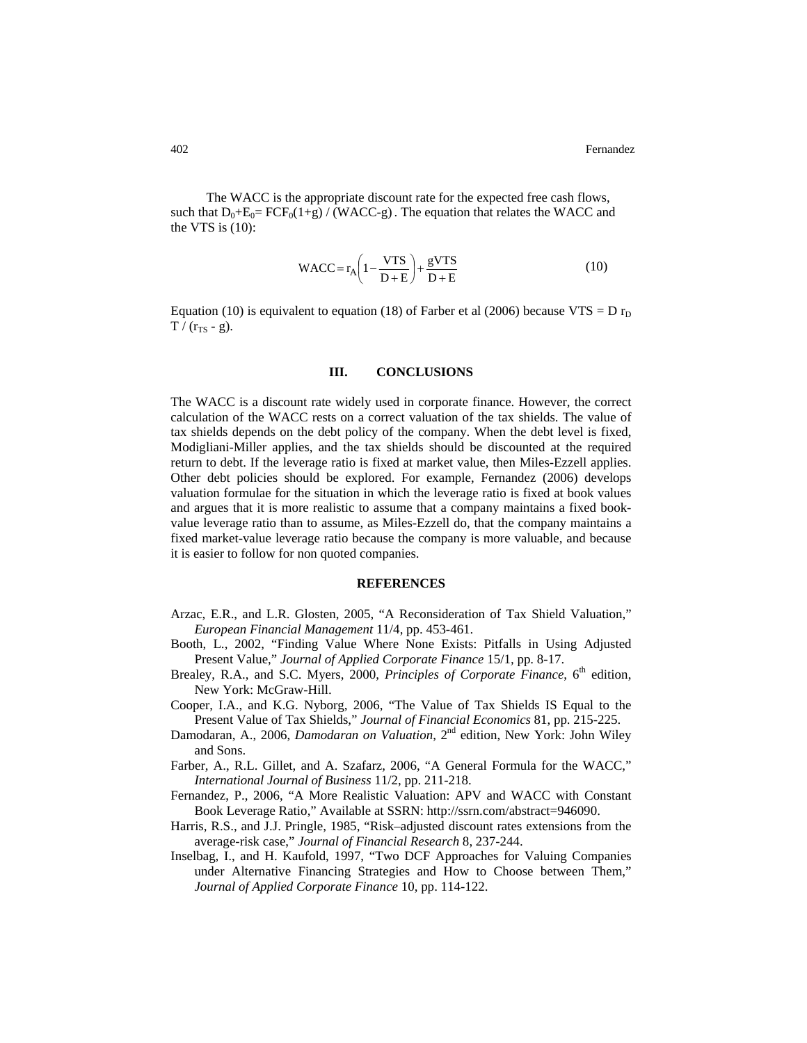The WACC is the appropriate discount rate for the expected free cash flows, such that $D_0+E_0= FCF_0(1+g) / (WACC-g)$. The equation that relates the WACC and the VTS is (10):

$$WACC = r_A\left(1 - \frac{VTS}{D+E}\right) + \frac{gVTS}{D+E} \tag{10}$$

Equation (10) is equivalent to equation (18) of Farber et al (2006) because $VTS = D\, r_D\, T / (r_{TS} - g)$.

## III. CONCLUSIONS

The WACC is a discount rate widely used in corporate finance. However, the correct calculation of the WACC rests on a correct valuation of the tax shields. The value of tax shields depends on the debt policy of the company. When the debt level is fixed, Modigliani-Miller applies, and the tax shields should be discounted at the required return to debt. If the leverage ratio is fixed at market value, then Miles-Ezzell applies. Other debt policies should be explored. For example, Fernandez (2006) develops valuation formulae for the situation in which the leverage ratio is fixed at book values and argues that it is more realistic to assume that a company maintains a fixed book-value leverage ratio than to assume, as Miles-Ezzell do, that the company maintains a fixed market-value leverage ratio because the company is more valuable, and because it is easier to follow for non quoted companies.

## REFERENCES

Arzac, E.R., and L.R. Glosten, 2005, "A Reconsideration of Tax Shield Valuation," *European Financial Management* 11/4, pp. 453-461.

Booth, L., 2002, "Finding Value Where None Exists: Pitfalls in Using Adjusted Present Value," *Journal of Applied Corporate Finance* 15/1, pp. 8-17.

Brealey, R.A., and S.C. Myers, 2000, *Principles of Corporate Finance*, 6th edition, New York: McGraw-Hill.

Cooper, I.A., and K.G. Nyborg, 2006, "The Value of Tax Shields IS Equal to the Present Value of Tax Shields," *Journal of Financial Economics* 81, pp. 215-225.

Damodaran, A., 2006, *Damodaran on Valuation*, 2nd edition, New York: John Wiley and Sons.

Farber, A., R.L. Gillet, and A. Szafarz, 2006, "A General Formula for the WACC," *International Journal of Business* 11/2, pp. 211-218.

Fernandez, P., 2006, "A More Realistic Valuation: APV and WACC with Constant Book Leverage Ratio," Available at SSRN: http://ssrn.com/abstract=946090.

Harris, R.S., and J.J. Pringle, 1985, "Risk–adjusted discount rates extensions from the average-risk case," *Journal of Financial Research* 8, 237-244.

Inselbag, I., and H. Kaufold, 1997, "Two DCF Approaches for Valuing Companies under Alternative Financing Strategies and How to Choose between Them," *Journal of Applied Corporate Finance* 10, pp. 114-122.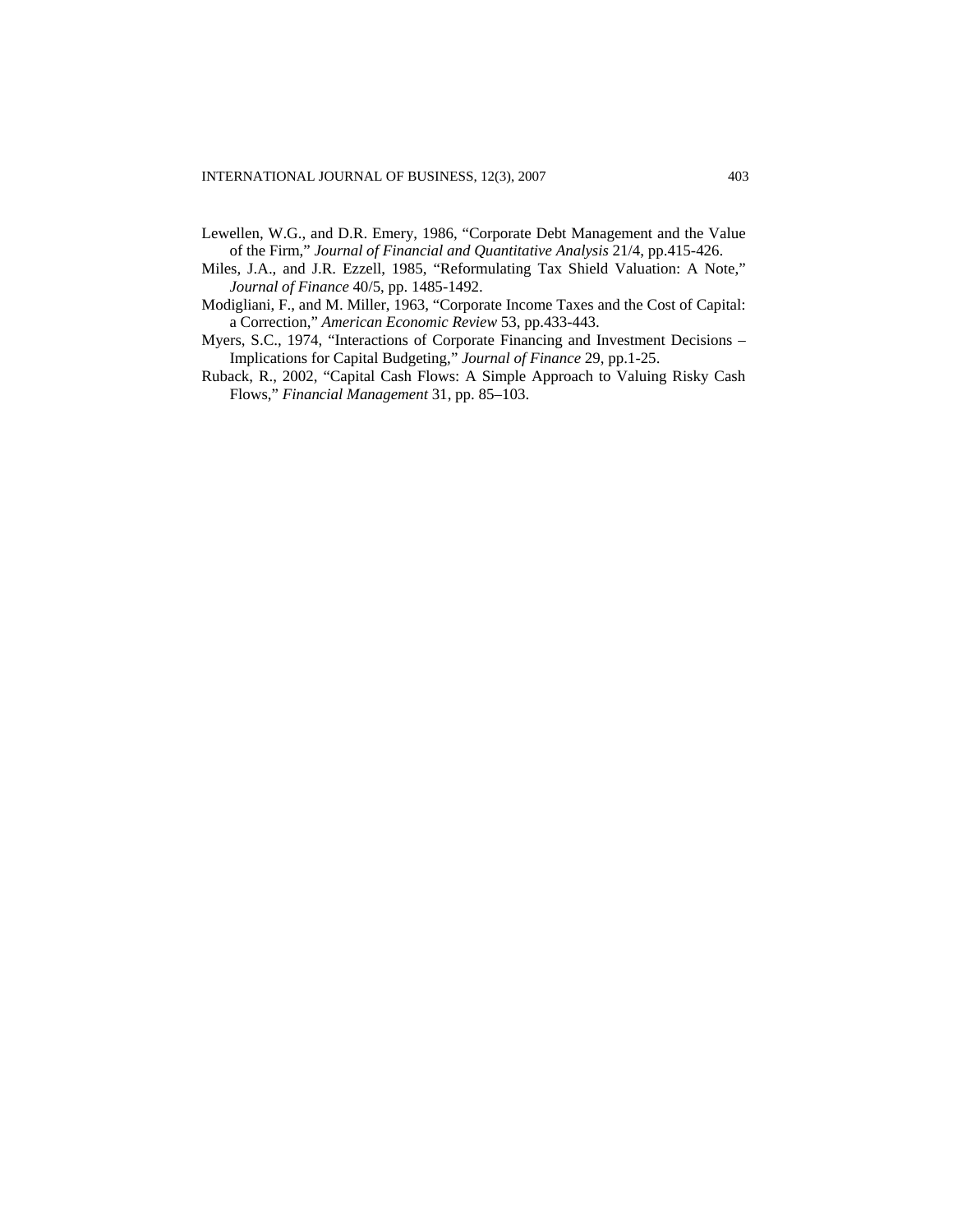Lewellen, W.G., and D.R. Emery, 1986, "Corporate Debt Management and the Value of the Firm," *Journal of Financial and Quantitative Analysis* 21/4, pp.415-426.

Miles, J.A., and J.R. Ezzell, 1985, "Reformulating Tax Shield Valuation: A Note," *Journal of Finance* 40/5, pp. 1485-1492.

Modigliani, F., and M. Miller, 1963, "Corporate Income Taxes and the Cost of Capital: a Correction," *American Economic Review* 53, pp.433-443.

Myers, S.C., 1974, "Interactions of Corporate Financing and Investment Decisions – Implications for Capital Budgeting," *Journal of Finance* 29, pp.1-25.

Ruback, R., 2002, "Capital Cash Flows: A Simple Approach to Valuing Risky Cash Flows," *Financial Management* 31, pp. 85–103.